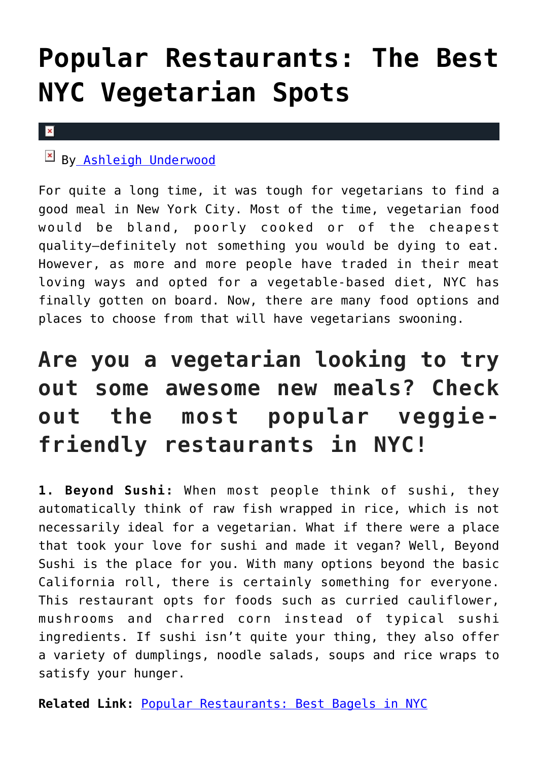# Popular Restaurants: The Best NYC Vegetarian Spots

By [Ashleigh Underwood]

For quite a long time, it was tough for vegetarians to find a good meal in New York City. Most of the time, vegetarian food would be bland, poorly cooked or of the cheapest quality–definitely not something you would be dying to eat. However, as more and more people have traded in their meat loving ways and opted for a vegetable-based diet, NYC has finally gotten on board. Now, there are many food options and places to choose from that will have vegetarians swooning.

## Are you a vegetarian looking to try out some awesome new meals? Check out the most popular veggie-friendly restaurants in NYC!

**1. Beyond Sushi:** When most people think of sushi, they automatically think of raw fish wrapped in rice, which is not necessarily ideal for a vegetarian. What if there were a place that took your love for sushi and made it vegan? Well, Beyond Sushi is the place for you. With many options beyond the basic California roll, there is certainly something for everyone. This restaurant opts for foods such as curried cauliflower, mushrooms and charred corn instead of typical sushi ingredients. If sushi isn't quite your thing, they also offer a variety of dumplings, noodle salads, soups and rice wraps to satisfy your hunger.

**Related Link:** [Popular Restaurants: Best Bagels in NYC]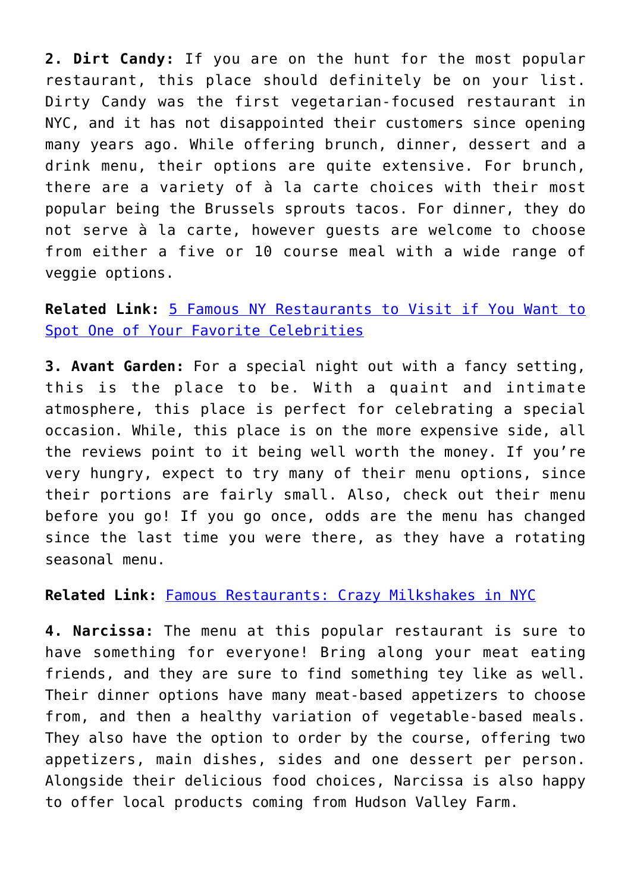**2. Dirt Candy:** If you are on the hunt for the most popular restaurant, this place should definitely be on your list. Dirty Candy was the first vegetarian-focused restaurant in NYC, and it has not disappointed their customers since opening many years ago. While offering brunch, dinner, dessert and a drink menu, their options are quite extensive. For brunch, there are a variety of à la carte choices with their most popular being the Brussels sprouts tacos. For dinner, they do not serve à la carte, however guests are welcome to choose from either a five or 10 course meal with a wide range of veggie options.

**Related Link:** [5 Famous NY Restaurants to Visit if You Want to Spot One of Your Favorite Celebrities]()

**3. Avant Garden:** For a special night out with a fancy setting, this is the place to be. With a quaint and intimate atmosphere, this place is perfect for celebrating a special occasion. While, this place is on the more expensive side, all the reviews point to it being well worth the money. If you're very hungry, expect to try many of their menu options, since their portions are fairly small. Also, check out their menu before you go! If you go once, odds are the menu has changed since the last time you were there, as they have a rotating seasonal menu.

**Related Link:** [Famous Restaurants: Crazy Milkshakes in NYC]()

**4. Narcissa:** The menu at this popular restaurant is sure to have something for everyone! Bring along your meat eating friends, and they are sure to find something tey like as well. Their dinner options have many meat-based appetizers to choose from, and then a healthy variation of vegetable-based meals. They also have the option to order by the course, offering two appetizers, main dishes, sides and one dessert per person. Alongside their delicious food choices, Narcissa is also happy to offer local products coming from Hudson Valley Farm.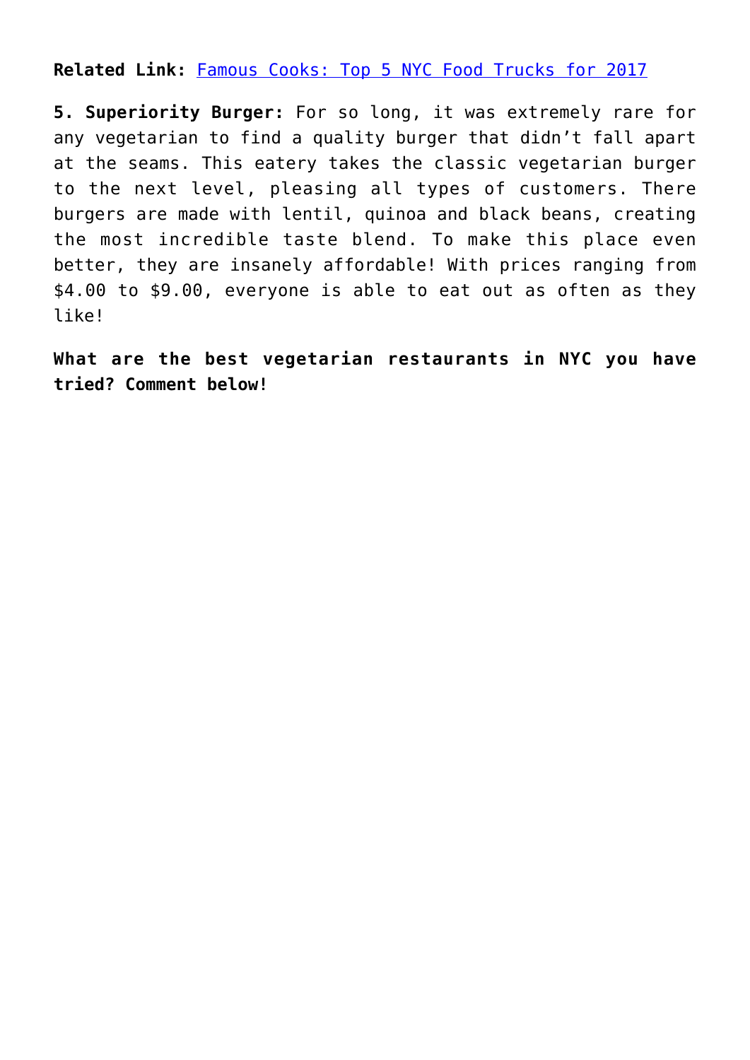**Related Link:** [Famous Cooks: Top 5 NYC Food Trucks for 2017]()

**5. Superiority Burger:** For so long, it was extremely rare for any vegetarian to find a quality burger that didn't fall apart at the seams. This eatery takes the classic vegetarian burger to the next level, pleasing all types of customers. There burgers are made with lentil, quinoa and black beans, creating the most incredible taste blend. To make this place even better, they are insanely affordable! With prices ranging from $4.00 to $9.00, everyone is able to eat out as often as they like!

**What are the best vegetarian restaurants in NYC you have tried? Comment below!**